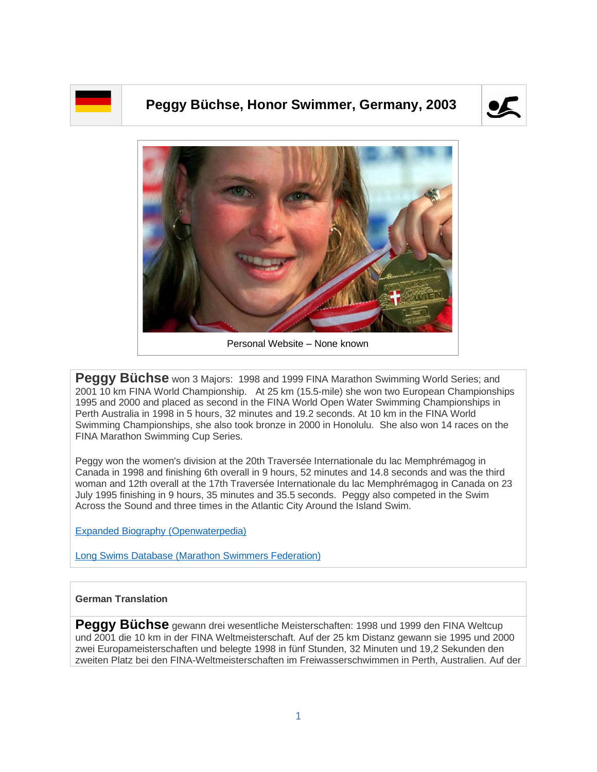# Peggy Büchse, Honor Swimmer, Germany, 2003

Personal Website – None known

**Peggy Büchse** won 3 Majors: 1998 and 1999 FINA Marathon Swimming World Series; and 2001 10 km FINA World Championship. At 25 km (15.5-mile) she won two European Championships 1995 and 2000 and placed as second in the FINA World Open Water Swimming Championships in Perth Australia in 1998 in 5 hours, 32 minutes and 19.2 seconds. At 10 km in the FINA World Swimming Championships, she also took bronze in 2000 in Honolulu. She also won 14 races on the FINA Marathon Swimming Cup Series.

Peggy won the women's division at the 20th Traversée Internationale du lac Memphrémagog in Canada in 1998 and finishing 6th overall in 9 hours, 52 minutes and 14.8 seconds and was the third woman and 12th overall at the 17th Traversée Internationale du lac Memphrémagog in Canada on 23 July 1995 finishing in 9 hours, 35 minutes and 35.5 seconds. Peggy also competed in the Swim Across the Sound and three times in the Atlantic City Around the Island Swim.

[Expanded Biography (Openwaterpedia)]

[Long Swims Database (Marathon Swimmers Federation)]

**German Translation**

**Peggy Büchse** gewann drei wesentliche Meisterschaften: 1998 und 1999 den FINA Weltcup und 2001 die 10 km in der FINA Weltmeisterschaft. Auf der 25 km Distanz gewann sie 1995 und 2000 zwei Europameisterschaften und belegte 1998 in fünf Stunden, 32 Minuten und 19,2 Sekunden den zweiten Platz bei den FINA-Weltmeisterschaften im Freiwasserschwimmen in Perth, Australien. Auf der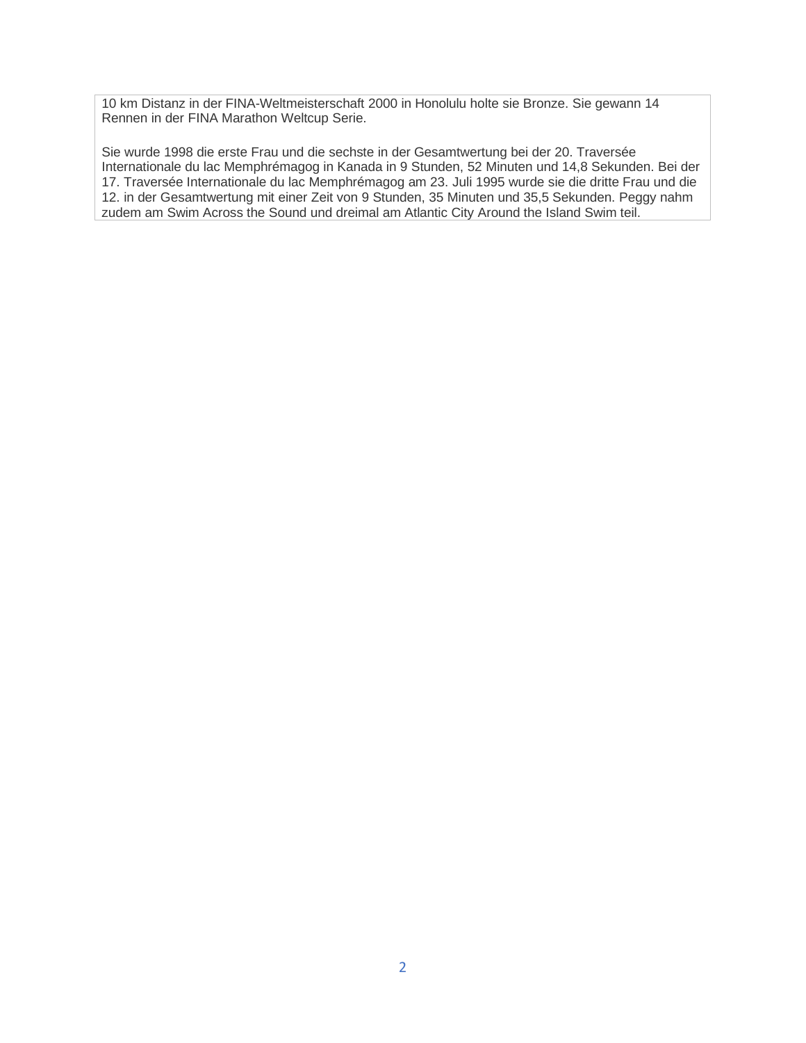10 km Distanz in der FINA-Weltmeisterschaft 2000 in Honolulu holte sie Bronze. Sie gewann 14 Rennen in der FINA Marathon Weltcup Serie.

Sie wurde 1998 die erste Frau und die sechste in der Gesamtwertung bei der 20. Traversée Internationale du lac Memphrémagog in Kanada in 9 Stunden, 52 Minuten und 14,8 Sekunden. Bei der 17. Traversée Internationale du lac Memphrémagog am 23. Juli 1995 wurde sie die dritte Frau und die 12. in der Gesamtwertung mit einer Zeit von 9 Stunden, 35 Minuten und 35,5 Sekunden. Peggy nahm zudem am Swim Across the Sound und dreimal am Atlantic City Around the Island Swim teil.